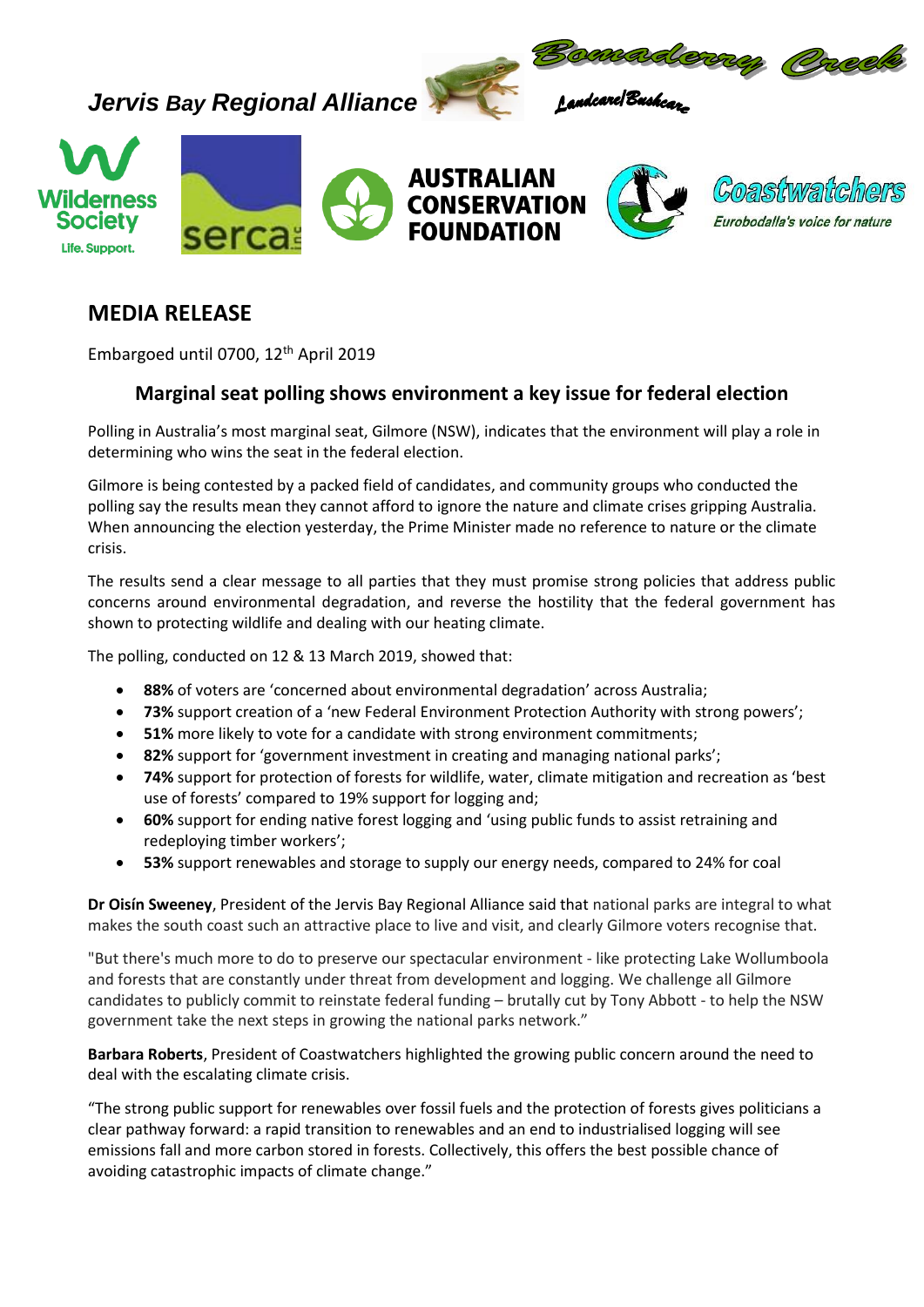*Jervis Bay Regional Alliance*

Bomaderry Creek

Landcare/Bushcare

Wilderness Society
Life. Support.

serca inc

AUSTRALIAN CONSERVATION FOUNDATION

Coastwatchers
Eurobodalla's voice for nature

# MEDIA RELEASE

Embargoed until 0700, 12th April 2019

## Marginal seat polling shows environment a key issue for federal election

Polling in Australia's most marginal seat, Gilmore (NSW), indicates that the environment will play a role in determining who wins the seat in the federal election.

Gilmore is being contested by a packed field of candidates, and community groups who conducted the polling say the results mean they cannot afford to ignore the nature and climate crises gripping Australia. When announcing the election yesterday, the Prime Minister made no reference to nature or the climate crisis.

The results send a clear message to all parties that they must promise strong policies that address public concerns around environmental degradation, and reverse the hostility that the federal government has shown to protecting wildlife and dealing with our heating climate.

The polling, conducted on 12 & 13 March 2019, showed that:

- **88%** of voters are 'concerned about environmental degradation' across Australia;
- **73%** support creation of a 'new Federal Environment Protection Authority with strong powers';
- **51%** more likely to vote for a candidate with strong environment commitments;
- **82%** support for 'government investment in creating and managing national parks';
- **74%** support for protection of forests for wildlife, water, climate mitigation and recreation as 'best use of forests' compared to 19% support for logging and;
- **60%** support for ending native forest logging and 'using public funds to assist retraining and redeploying timber workers';
- **53%** support renewables and storage to supply our energy needs, compared to 24% for coal

**Dr Oisín Sweeney**, President of the Jervis Bay Regional Alliance said that national parks are integral to what makes the south coast such an attractive place to live and visit, and clearly Gilmore voters recognise that.

"But there's much more to do to preserve our spectacular environment - like protecting Lake Wollumboola and forests that are constantly under threat from development and logging. We challenge all Gilmore candidates to publicly commit to reinstate federal funding – brutally cut by Tony Abbott - to help the NSW government take the next steps in growing the national parks network."

**Barbara Roberts**, President of Coastwatchers highlighted the growing public concern around the need to deal with the escalating climate crisis.

"The strong public support for renewables over fossil fuels and the protection of forests gives politicians a clear pathway forward: a rapid transition to renewables and an end to industrialised logging will see emissions fall and more carbon stored in forests. Collectively, this offers the best possible chance of avoiding catastrophic impacts of climate change."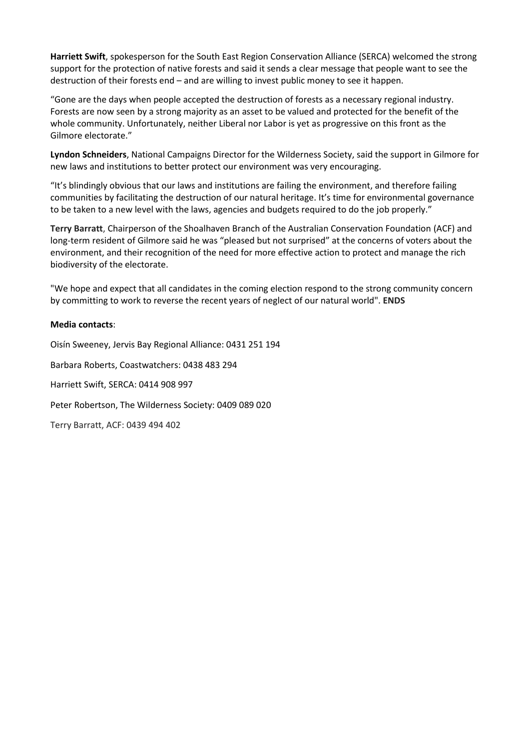**Harriett Swift**, spokesperson for the South East Region Conservation Alliance (SERCA) welcomed the strong support for the protection of native forests and said it sends a clear message that people want to see the destruction of their forests end – and are willing to invest public money to see it happen.

"Gone are the days when people accepted the destruction of forests as a necessary regional industry. Forests are now seen by a strong majority as an asset to be valued and protected for the benefit of the whole community. Unfortunately, neither Liberal nor Labor is yet as progressive on this front as the Gilmore electorate."

**Lyndon Schneiders**, National Campaigns Director for the Wilderness Society, said the support in Gilmore for new laws and institutions to better protect our environment was very encouraging.

"It's blindingly obvious that our laws and institutions are failing the environment, and therefore failing communities by facilitating the destruction of our natural heritage. It's time for environmental governance to be taken to a new level with the laws, agencies and budgets required to do the job properly."

**Terry Barratt**, Chairperson of the Shoalhaven Branch of the Australian Conservation Foundation (ACF) and long-term resident of Gilmore said he was "pleased but not surprised" at the concerns of voters about the environment, and their recognition of the need for more effective action to protect and manage the rich biodiversity of the electorate.

"We hope and expect that all candidates in the coming election respond to the strong community concern by committing to work to reverse the recent years of neglect of our natural world". **ENDS**

**Media contacts**:

Oisín Sweeney, Jervis Bay Regional Alliance: 0431 251 194

Barbara Roberts, Coastwatchers: 0438 483 294

Harriett Swift, SERCA: 0414 908 997

Peter Robertson, The Wilderness Society: 0409 089 020

Terry Barratt, ACF: 0439 494 402